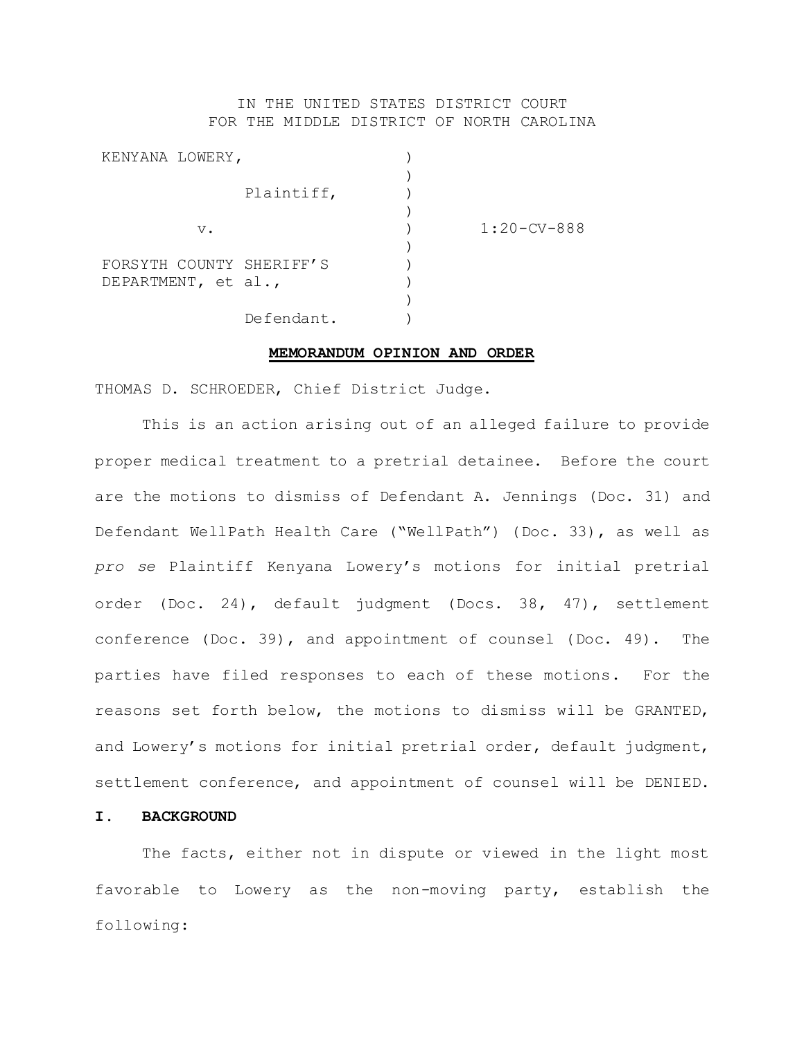IN THE UNITED STATES DISTRICT COURT
FOR THE MIDDLE DISTRICT OF NORTH CAROLINA

| | | |
|---|---|---|
| KENYANA LOWERY, | ) | |
| | ) | |
| Plaintiff, | ) | |
| | ) | |
| v. | ) | 1:20-CV-888 |
| | ) | |
| FORSYTH COUNTY SHERIFF'S DEPARTMENT, et al., | ) | |
| | ) | |
| Defendant. | ) | |

**MEMORANDUM OPINION AND ORDER**

THOMAS D. SCHROEDER, Chief District Judge.

This is an action arising out of an alleged failure to provide proper medical treatment to a pretrial detainee. Before the court are the motions to dismiss of Defendant A. Jennings (Doc. 31) and Defendant WellPath Health Care ("WellPath") (Doc. 33), as well as *pro se* Plaintiff Kenyana Lowery's motions for initial pretrial order (Doc. 24), default judgment (Docs. 38, 47), settlement conference (Doc. 39), and appointment of counsel (Doc. 49). The parties have filed responses to each of these motions. For the reasons set forth below, the motions to dismiss will be GRANTED, and Lowery's motions for initial pretrial order, default judgment, settlement conference, and appointment of counsel will be DENIED.

## I. BACKGROUND

The facts, either not in dispute or viewed in the light most favorable to Lowery as the non-moving party, establish the following: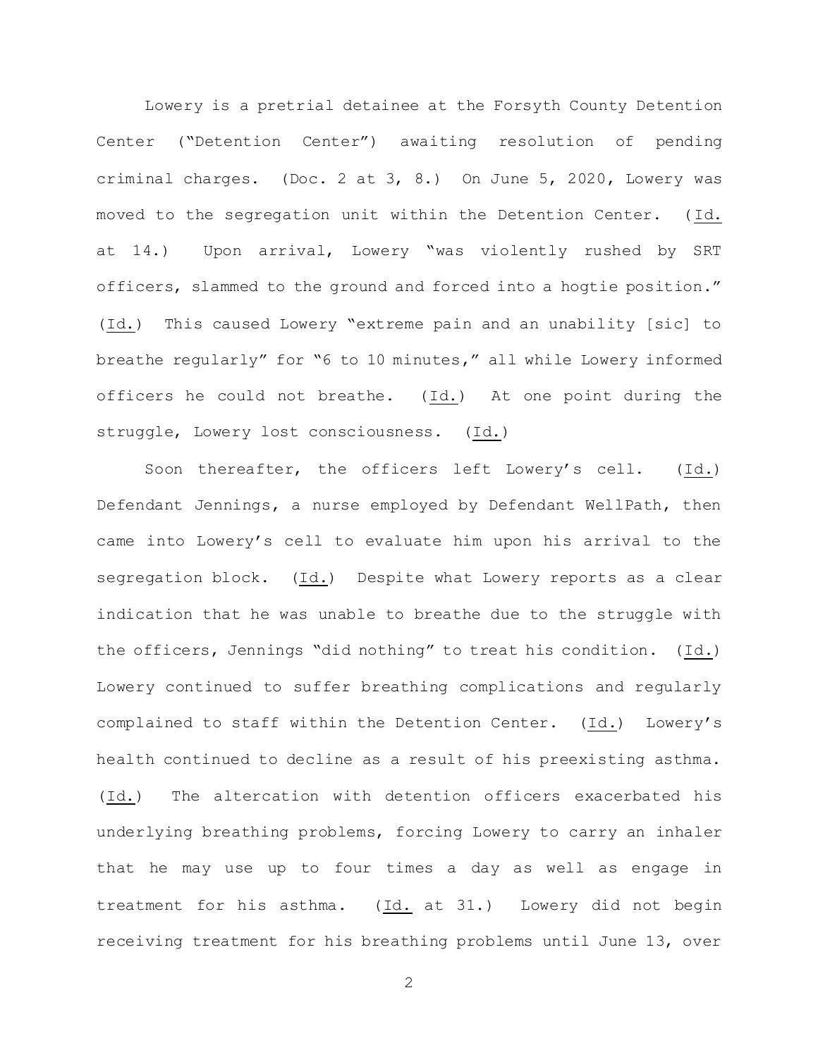Lowery is a pretrial detainee at the Forsyth County Detention Center ("Detention Center") awaiting resolution of pending criminal charges. (Doc. 2 at 3, 8.) On June 5, 2020, Lowery was moved to the segregation unit within the Detention Center. (Id. at 14.) Upon arrival, Lowery "was violently rushed by SRT officers, slammed to the ground and forced into a hogtie position." (Id.) This caused Lowery "extreme pain and an unability [sic] to breathe regularly" for "6 to 10 minutes," all while Lowery informed officers he could not breathe. (Id.) At one point during the struggle, Lowery lost consciousness. (Id.)

Soon thereafter, the officers left Lowery's cell. (Id.) Defendant Jennings, a nurse employed by Defendant WellPath, then came into Lowery's cell to evaluate him upon his arrival to the segregation block. (Id.) Despite what Lowery reports as a clear indication that he was unable to breathe due to the struggle with the officers, Jennings "did nothing" to treat his condition. (Id.) Lowery continued to suffer breathing complications and regularly complained to staff within the Detention Center. (Id.) Lowery's health continued to decline as a result of his preexisting asthma. (Id.) The altercation with detention officers exacerbated his underlying breathing problems, forcing Lowery to carry an inhaler that he may use up to four times a day as well as engage in treatment for his asthma. (Id. at 31.) Lowery did not begin receiving treatment for his breathing problems until June 13, over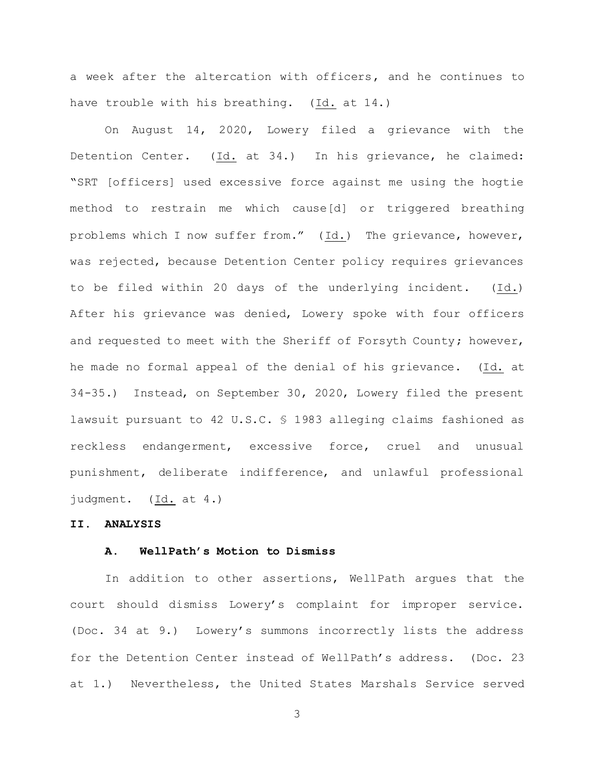a week after the altercation with officers, and he continues to have trouble with his breathing. (Id. at 14.)

On August 14, 2020, Lowery filed a grievance with the Detention Center. (Id. at 34.) In his grievance, he claimed: "SRT [officers] used excessive force against me using the hogtie method to restrain me which cause[d] or triggered breathing problems which I now suffer from." (Id.) The grievance, however, was rejected, because Detention Center policy requires grievances to be filed within 20 days of the underlying incident. (Id.) After his grievance was denied, Lowery spoke with four officers and requested to meet with the Sheriff of Forsyth County; however, he made no formal appeal of the denial of his grievance. (Id. at 34-35.) Instead, on September 30, 2020, Lowery filed the present lawsuit pursuant to 42 U.S.C. § 1983 alleging claims fashioned as reckless endangerment, excessive force, cruel and unusual punishment, deliberate indifference, and unlawful professional judgment. (Id. at 4.)

## II. ANALYSIS

### A. WellPath's Motion to Dismiss

In addition to other assertions, WellPath argues that the court should dismiss Lowery's complaint for improper service. (Doc. 34 at 9.) Lowery's summons incorrectly lists the address for the Detention Center instead of WellPath's address. (Doc. 23 at 1.) Nevertheless, the United States Marshals Service served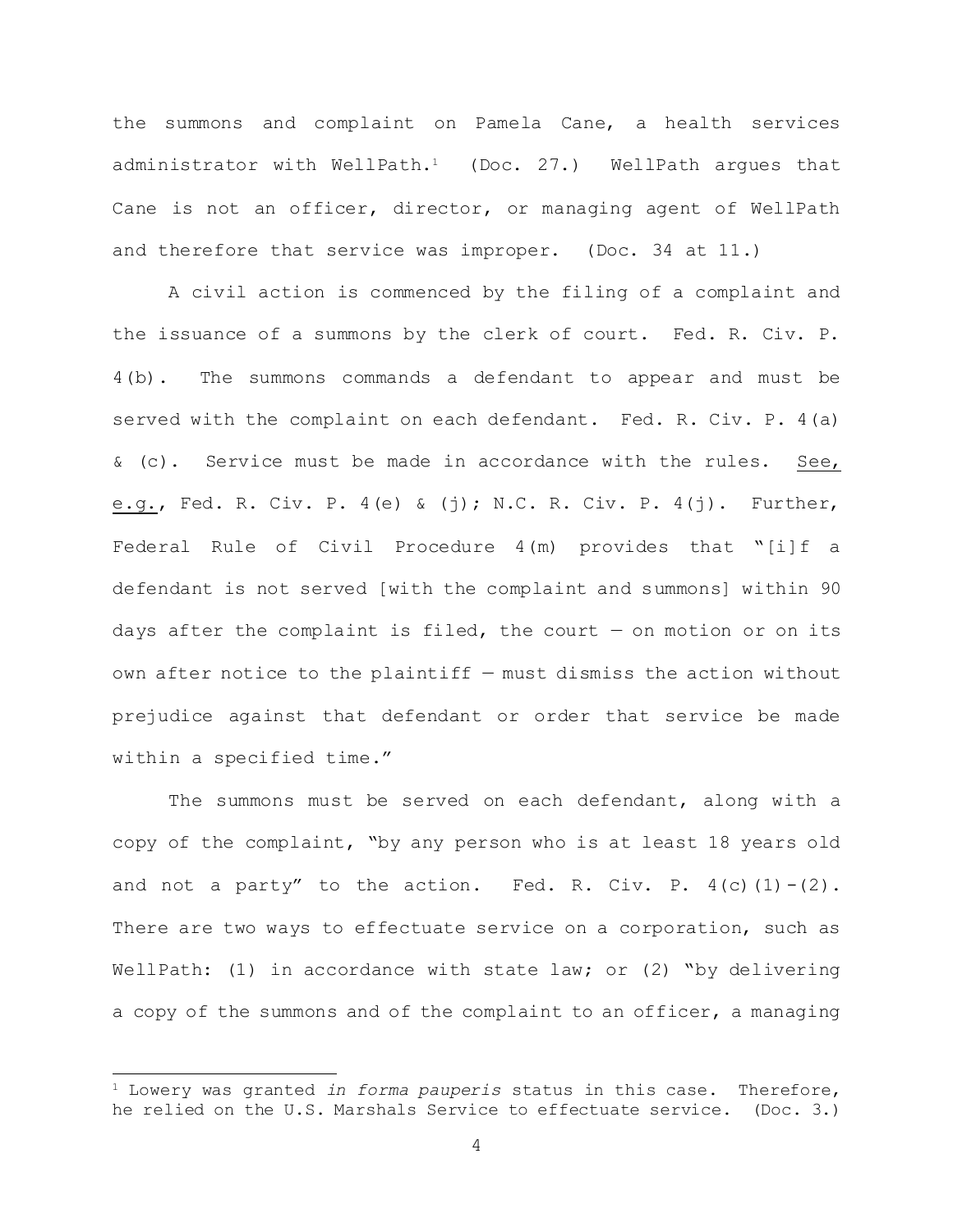the summons and complaint on Pamela Cane, a health services administrator with WellPath.[1] (Doc. 27.) WellPath argues that Cane is not an officer, director, or managing agent of WellPath and therefore that service was improper. (Doc. 34 at 11.)

A civil action is commenced by the filing of a complaint and the issuance of a summons by the clerk of court. Fed. R. Civ. P. 4(b). The summons commands a defendant to appear and must be served with the complaint on each defendant. Fed. R. Civ. P. 4(a) & (c). Service must be made in accordance with the rules. See, e.g., Fed. R. Civ. P. 4(e) & (j); N.C. R. Civ. P. 4(j). Further, Federal Rule of Civil Procedure 4(m) provides that "[i]f a defendant is not served [with the complaint and summons] within 90 days after the complaint is filed, the court — on motion or on its own after notice to the plaintiff — must dismiss the action without prejudice against that defendant or order that service be made within a specified time."

The summons must be served on each defendant, along with a copy of the complaint, "by any person who is at least 18 years old and not a party" to the action. Fed. R. Civ. P. 4(c)(1)-(2). There are two ways to effectuate service on a corporation, such as WellPath: (1) in accordance with state law; or (2) "by delivering a copy of the summons and of the complaint to an officer, a managing

[1] Lowery was granted *in forma pauperis* status in this case. Therefore, he relied on the U.S. Marshals Service to effectuate service. (Doc. 3.)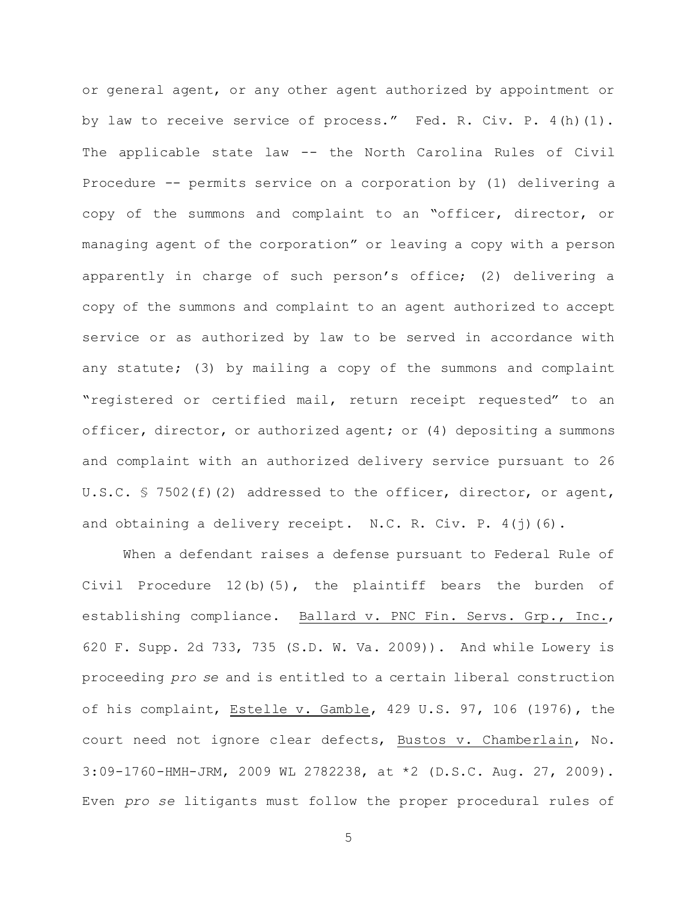or general agent, or any other agent authorized by appointment or by law to receive service of process." Fed. R. Civ. P. 4(h)(1). The applicable state law -- the North Carolina Rules of Civil Procedure -- permits service on a corporation by (1) delivering a copy of the summons and complaint to an "officer, director, or managing agent of the corporation" or leaving a copy with a person apparently in charge of such person's office; (2) delivering a copy of the summons and complaint to an agent authorized to accept service or as authorized by law to be served in accordance with any statute; (3) by mailing a copy of the summons and complaint "registered or certified mail, return receipt requested" to an officer, director, or authorized agent; or (4) depositing a summons and complaint with an authorized delivery service pursuant to 26 U.S.C. § 7502(f)(2) addressed to the officer, director, or agent, and obtaining a delivery receipt. N.C. R. Civ. P. 4(j)(6).

When a defendant raises a defense pursuant to Federal Rule of Civil Procedure 12(b)(5), the plaintiff bears the burden of establishing compliance. Ballard v. PNC Fin. Servs. Grp., Inc., 620 F. Supp. 2d 733, 735 (S.D. W. Va. 2009)). And while Lowery is proceeding *pro se* and is entitled to a certain liberal construction of his complaint, Estelle v. Gamble, 429 U.S. 97, 106 (1976), the court need not ignore clear defects, Bustos v. Chamberlain, No. 3:09-1760-HMH-JRM, 2009 WL 2782238, at *2 (D.S.C. Aug. 27, 2009). Even *pro se* litigants must follow the proper procedural rules of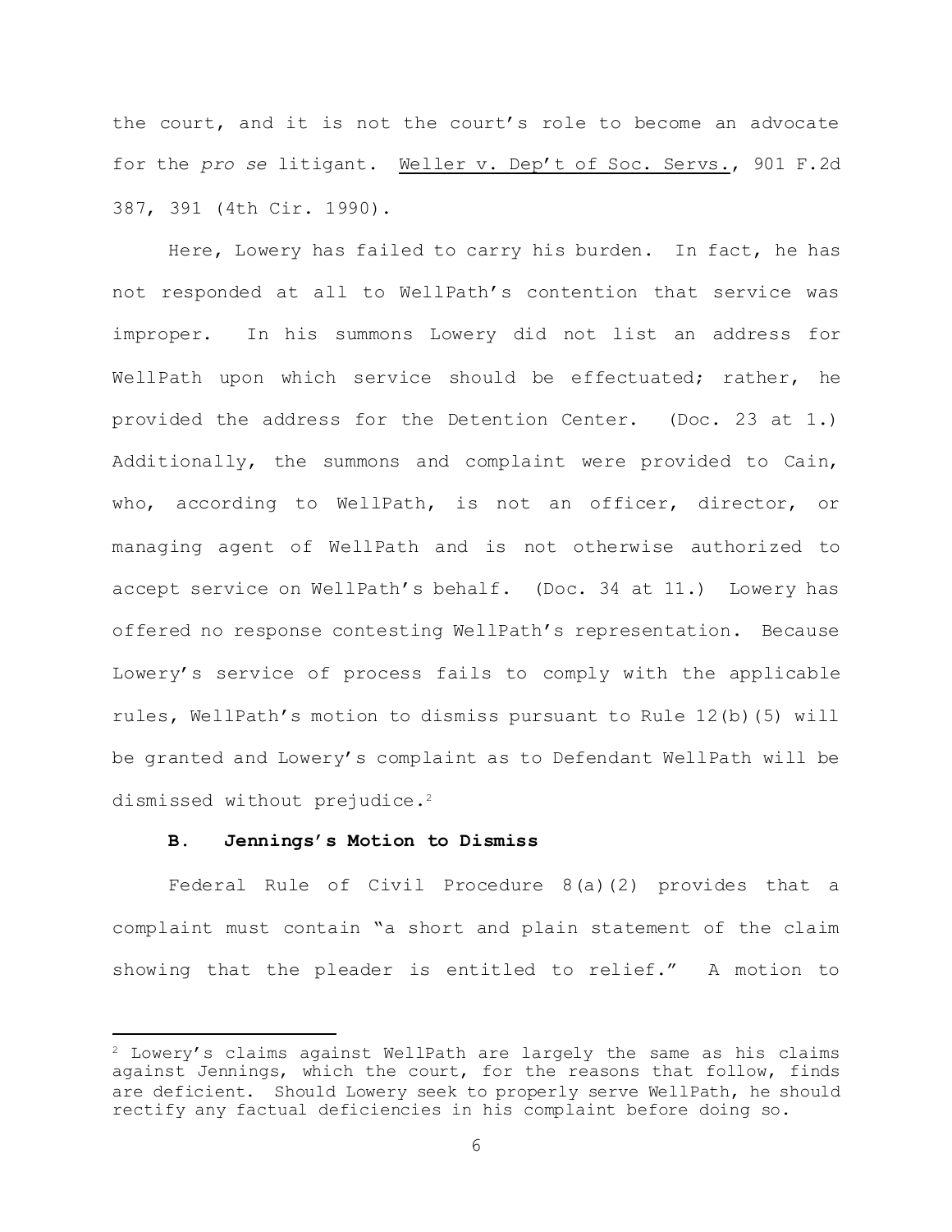the court, and it is not the court's role to become an advocate for the *pro se* litigant. Weller v. Dep't of Soc. Servs., 901 F.2d 387, 391 (4th Cir. 1990).

Here, Lowery has failed to carry his burden. In fact, he has not responded at all to WellPath's contention that service was improper. In his summons Lowery did not list an address for WellPath upon which service should be effectuated; rather, he provided the address for the Detention Center. (Doc. 23 at 1.) Additionally, the summons and complaint were provided to Cain, who, according to WellPath, is not an officer, director, or managing agent of WellPath and is not otherwise authorized to accept service on WellPath's behalf. (Doc. 34 at 11.) Lowery has offered no response contesting WellPath's representation. Because Lowery's service of process fails to comply with the applicable rules, WellPath's motion to dismiss pursuant to Rule 12(b)(5) will be granted and Lowery's complaint as to Defendant WellPath will be dismissed without prejudice.[2]

### B. Jennings's Motion to Dismiss

Federal Rule of Civil Procedure 8(a)(2) provides that a complaint must contain "a short and plain statement of the claim showing that the pleader is entitled to relief." A motion to

---

[2] Lowery's claims against WellPath are largely the same as his claims against Jennings, which the court, for the reasons that follow, finds are deficient. Should Lowery seek to properly serve WellPath, he should rectify any factual deficiencies in his complaint before doing so.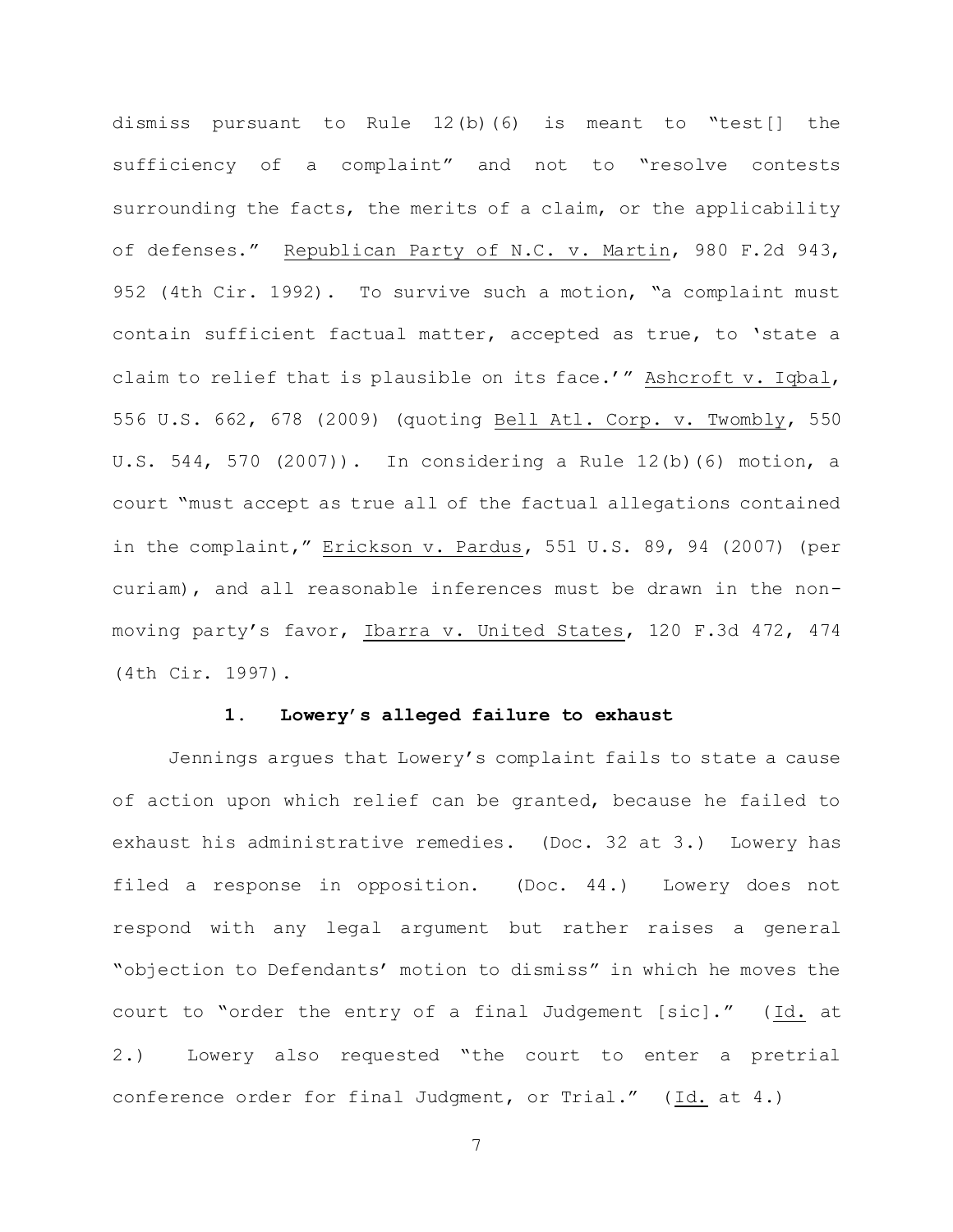dismiss pursuant to Rule 12(b)(6) is meant to "test[] the sufficiency of a complaint" and not to "resolve contests surrounding the facts, the merits of a claim, or the applicability of defenses." Republican Party of N.C. v. Martin, 980 F.2d 943, 952 (4th Cir. 1992). To survive such a motion, "a complaint must contain sufficient factual matter, accepted as true, to 'state a claim to relief that is plausible on its face.'" Ashcroft v. Iqbal, 556 U.S. 662, 678 (2009) (quoting Bell Atl. Corp. v. Twombly, 550 U.S. 544, 570 (2007)). In considering a Rule 12(b)(6) motion, a court "must accept as true all of the factual allegations contained in the complaint," Erickson v. Pardus, 551 U.S. 89, 94 (2007) (per curiam), and all reasonable inferences must be drawn in the non-moving party's favor, Ibarra v. United States, 120 F.3d 472, 474 (4th Cir. 1997).

### 1. Lowery's alleged failure to exhaust

Jennings argues that Lowery's complaint fails to state a cause of action upon which relief can be granted, because he failed to exhaust his administrative remedies. (Doc. 32 at 3.) Lowery has filed a response in opposition. (Doc. 44.) Lowery does not respond with any legal argument but rather raises a general "objection to Defendants' motion to dismiss" in which he moves the court to "order the entry of a final Judgement [sic]." (Id. at 2.) Lowery also requested "the court to enter a pretrial conference order for final Judgment, or Trial." (Id. at 4.)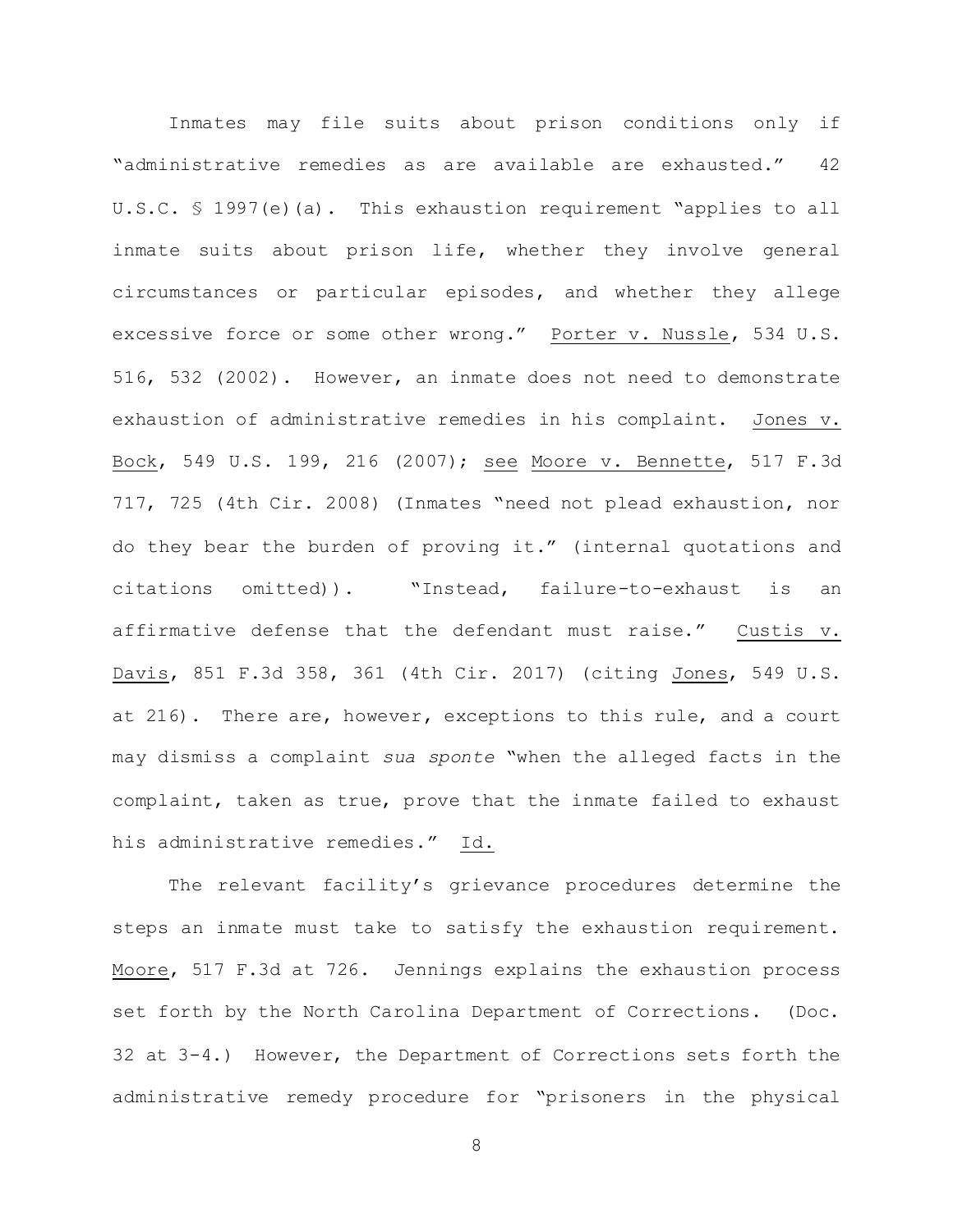Inmates may file suits about prison conditions only if "administrative remedies as are available are exhausted." 42 U.S.C. § 1997(e)(a). This exhaustion requirement "applies to all inmate suits about prison life, whether they involve general circumstances or particular episodes, and whether they allege excessive force or some other wrong." Porter v. Nussle, 534 U.S. 516, 532 (2002). However, an inmate does not need to demonstrate exhaustion of administrative remedies in his complaint. Jones v. Bock, 549 U.S. 199, 216 (2007); see Moore v. Bennette, 517 F.3d 717, 725 (4th Cir. 2008) (Inmates "need not plead exhaustion, nor do they bear the burden of proving it." (internal quotations and citations omitted)). "Instead, failure-to-exhaust is an affirmative defense that the defendant must raise." Custis v. Davis, 851 F.3d 358, 361 (4th Cir. 2017) (citing Jones, 549 U.S. at 216). There are, however, exceptions to this rule, and a court may dismiss a complaint *sua sponte* "when the alleged facts in the complaint, taken as true, prove that the inmate failed to exhaust his administrative remedies." Id.

The relevant facility's grievance procedures determine the steps an inmate must take to satisfy the exhaustion requirement. Moore, 517 F.3d at 726. Jennings explains the exhaustion process set forth by the North Carolina Department of Corrections. (Doc. 32 at 3-4.) However, the Department of Corrections sets forth the administrative remedy procedure for "prisoners in the physical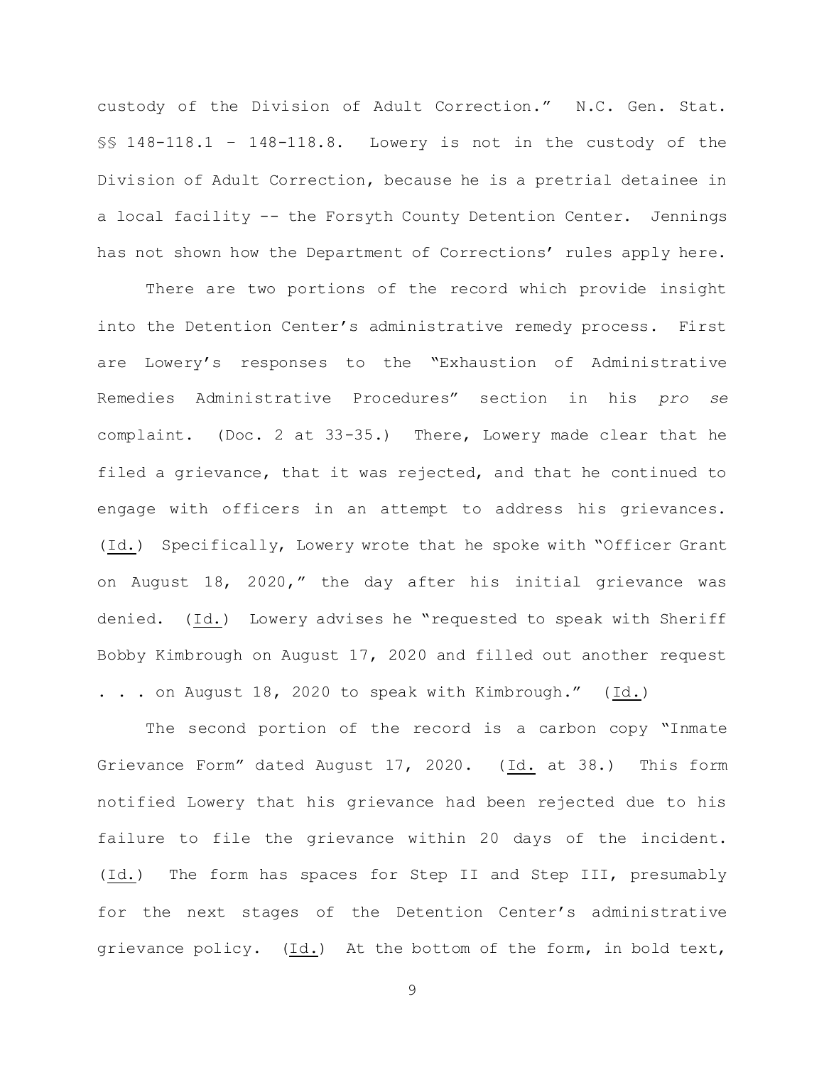custody of the Division of Adult Correction." N.C. Gen. Stat. §§ 148-118.1 – 148-118.8. Lowery is not in the custody of the Division of Adult Correction, because he is a pretrial detainee in a local facility -- the Forsyth County Detention Center. Jennings has not shown how the Department of Corrections' rules apply here.

There are two portions of the record which provide insight into the Detention Center's administrative remedy process. First are Lowery's responses to the "Exhaustion of Administrative Remedies Administrative Procedures" section in his *pro se* complaint. (Doc. 2 at 33-35.) There, Lowery made clear that he filed a grievance, that it was rejected, and that he continued to engage with officers in an attempt to address his grievances. (Id.) Specifically, Lowery wrote that he spoke with "Officer Grant on August 18, 2020," the day after his initial grievance was denied. (Id.) Lowery advises he "requested to speak with Sheriff Bobby Kimbrough on August 17, 2020 and filled out another request . . . on August 18, 2020 to speak with Kimbrough." (Id.)

The second portion of the record is a carbon copy "Inmate Grievance Form" dated August 17, 2020. (Id. at 38.) This form notified Lowery that his grievance had been rejected due to his failure to file the grievance within 20 days of the incident. (Id.) The form has spaces for Step II and Step III, presumably for the next stages of the Detention Center's administrative grievance policy. (Id.) At the bottom of the form, in bold text,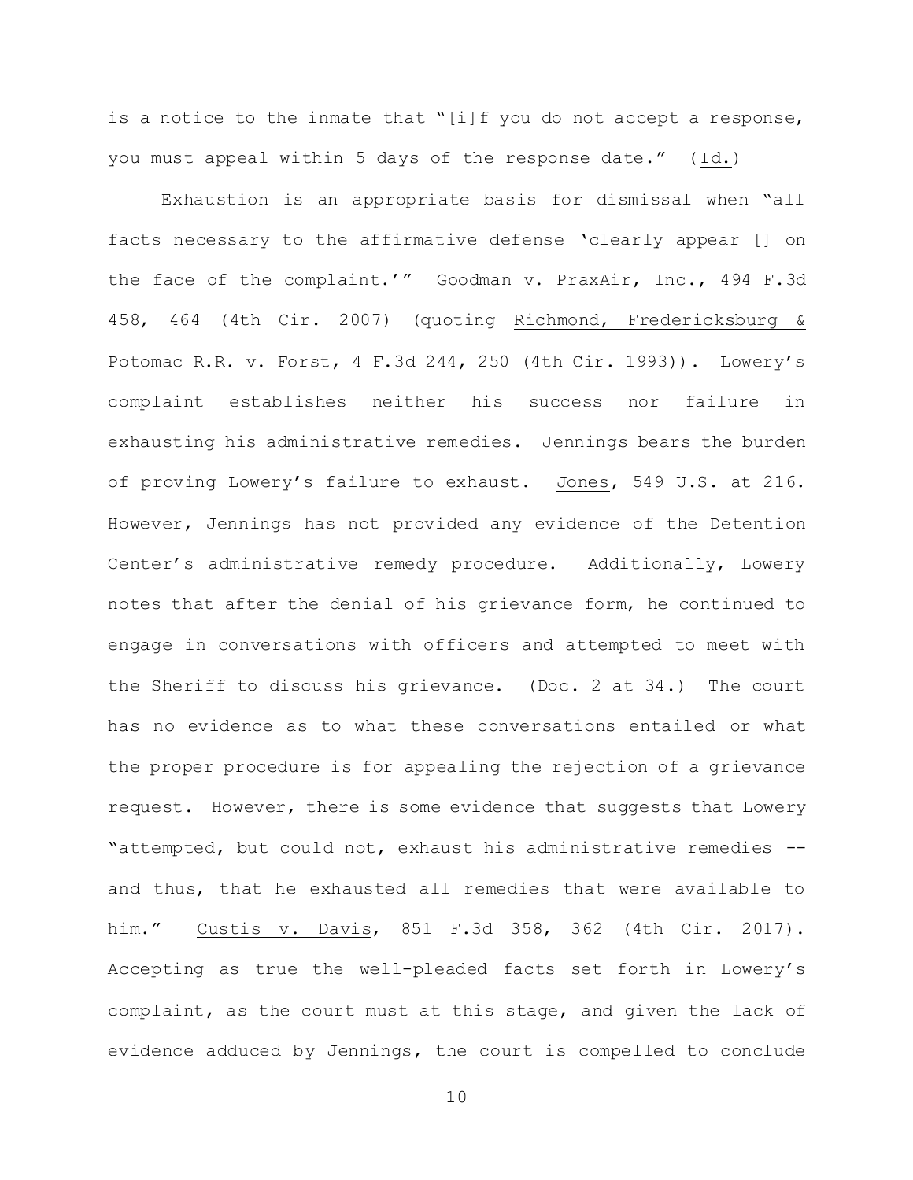is a notice to the inmate that "[i]f you do not accept a response, you must appeal within 5 days of the response date." (Id.)

Exhaustion is an appropriate basis for dismissal when "all facts necessary to the affirmative defense 'clearly appear [] on the face of the complaint.'" Goodman v. PraxAir, Inc., 494 F.3d 458, 464 (4th Cir. 2007) (quoting Richmond, Fredericksburg & Potomac R.R. v. Forst, 4 F.3d 244, 250 (4th Cir. 1993)). Lowery's complaint establishes neither his success nor failure in exhausting his administrative remedies. Jennings bears the burden of proving Lowery's failure to exhaust. Jones, 549 U.S. at 216. However, Jennings has not provided any evidence of the Detention Center's administrative remedy procedure. Additionally, Lowery notes that after the denial of his grievance form, he continued to engage in conversations with officers and attempted to meet with the Sheriff to discuss his grievance. (Doc. 2 at 34.) The court has no evidence as to what these conversations entailed or what the proper procedure is for appealing the rejection of a grievance request. However, there is some evidence that suggests that Lowery "attempted, but could not, exhaust his administrative remedies -- and thus, that he exhausted all remedies that were available to him." Custis v. Davis, 851 F.3d 358, 362 (4th Cir. 2017). Accepting as true the well-pleaded facts set forth in Lowery's complaint, as the court must at this stage, and given the lack of evidence adduced by Jennings, the court is compelled to conclude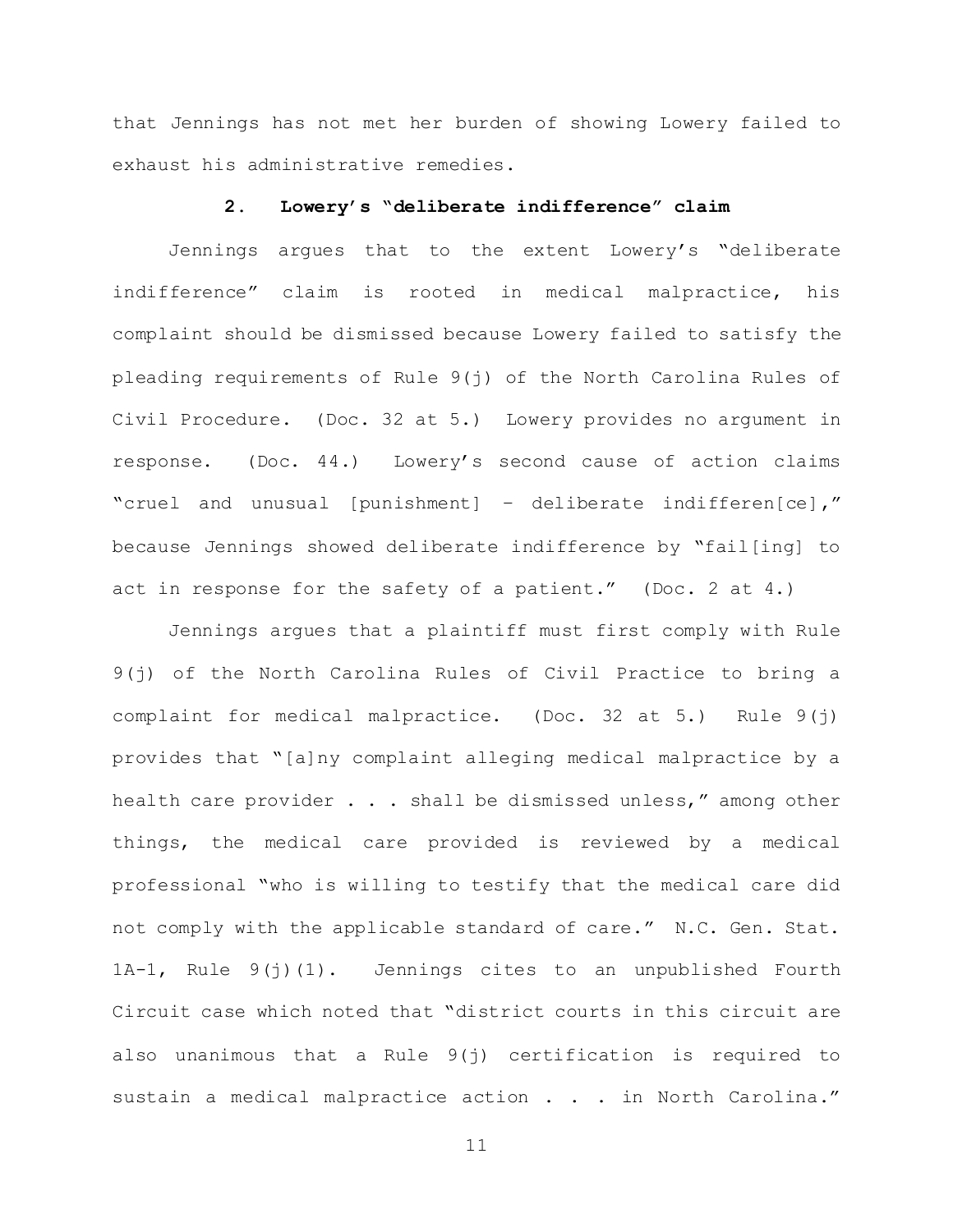that Jennings has not met her burden of showing Lowery failed to exhaust his administrative remedies.

#### 2. Lowery's "deliberate indifference" claim

Jennings argues that to the extent Lowery's "deliberate indifference" claim is rooted in medical malpractice, his complaint should be dismissed because Lowery failed to satisfy the pleading requirements of Rule 9(j) of the North Carolina Rules of Civil Procedure. (Doc. 32 at 5.) Lowery provides no argument in response. (Doc. 44.) Lowery's second cause of action claims "cruel and unusual [punishment] – deliberate indifferen[ce]," because Jennings showed deliberate indifference by "fail[ing] to act in response for the safety of a patient." (Doc. 2 at 4.)

Jennings argues that a plaintiff must first comply with Rule 9(j) of the North Carolina Rules of Civil Practice to bring a complaint for medical malpractice. (Doc. 32 at 5.) Rule 9(j) provides that "[a]ny complaint alleging medical malpractice by a health care provider . . . shall be dismissed unless," among other things, the medical care provided is reviewed by a medical professional "who is willing to testify that the medical care did not comply with the applicable standard of care." N.C. Gen. Stat. 1A-1, Rule 9(j)(1). Jennings cites to an unpublished Fourth Circuit case which noted that "district courts in this circuit are also unanimous that a Rule 9(j) certification is required to sustain a medical malpractice action . . . in North Carolina."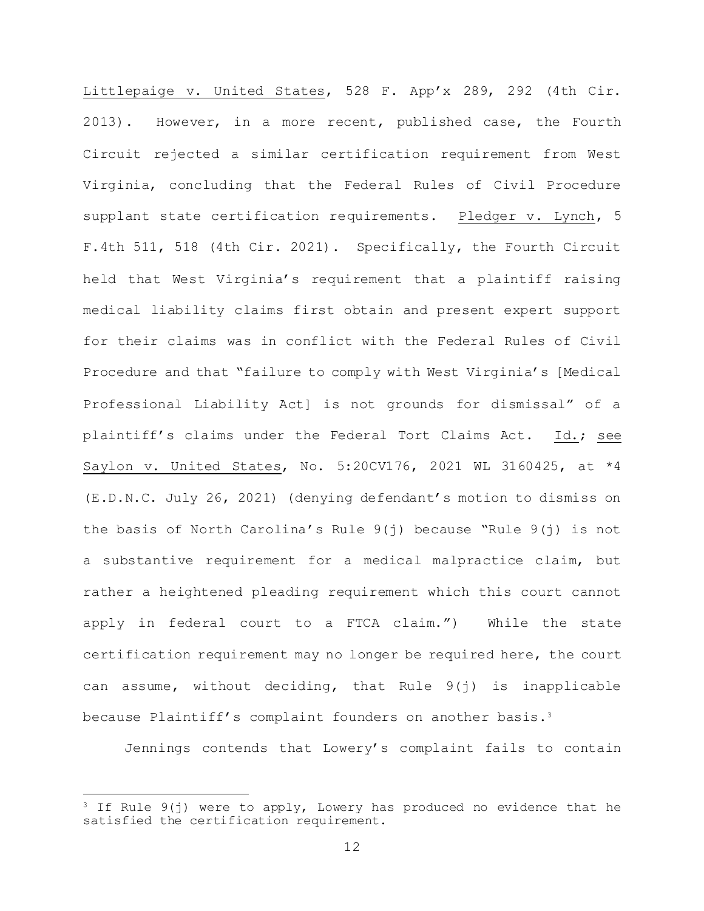Littlepaige v. United States, 528 F. App'x 289, 292 (4th Cir. 2013). However, in a more recent, published case, the Fourth Circuit rejected a similar certification requirement from West Virginia, concluding that the Federal Rules of Civil Procedure supplant state certification requirements. Pledger v. Lynch, 5 F.4th 511, 518 (4th Cir. 2021). Specifically, the Fourth Circuit held that West Virginia's requirement that a plaintiff raising medical liability claims first obtain and present expert support for their claims was in conflict with the Federal Rules of Civil Procedure and that "failure to comply with West Virginia's [Medical Professional Liability Act] is not grounds for dismissal" of a plaintiff's claims under the Federal Tort Claims Act. Id.; see Saylon v. United States, No. 5:20CV176, 2021 WL 3160425, at *4 (E.D.N.C. July 26, 2021) (denying defendant's motion to dismiss on the basis of North Carolina's Rule 9(j) because "Rule 9(j) is not a substantive requirement for a medical malpractice claim, but rather a heightened pleading requirement which this court cannot apply in federal court to a FTCA claim.") While the state certification requirement may no longer be required here, the court can assume, without deciding, that Rule 9(j) is inapplicable because Plaintiff's complaint founders on another basis.[3]

Jennings contends that Lowery's complaint fails to contain

---

[3] If Rule 9(j) were to apply, Lowery has produced no evidence that he satisfied the certification requirement.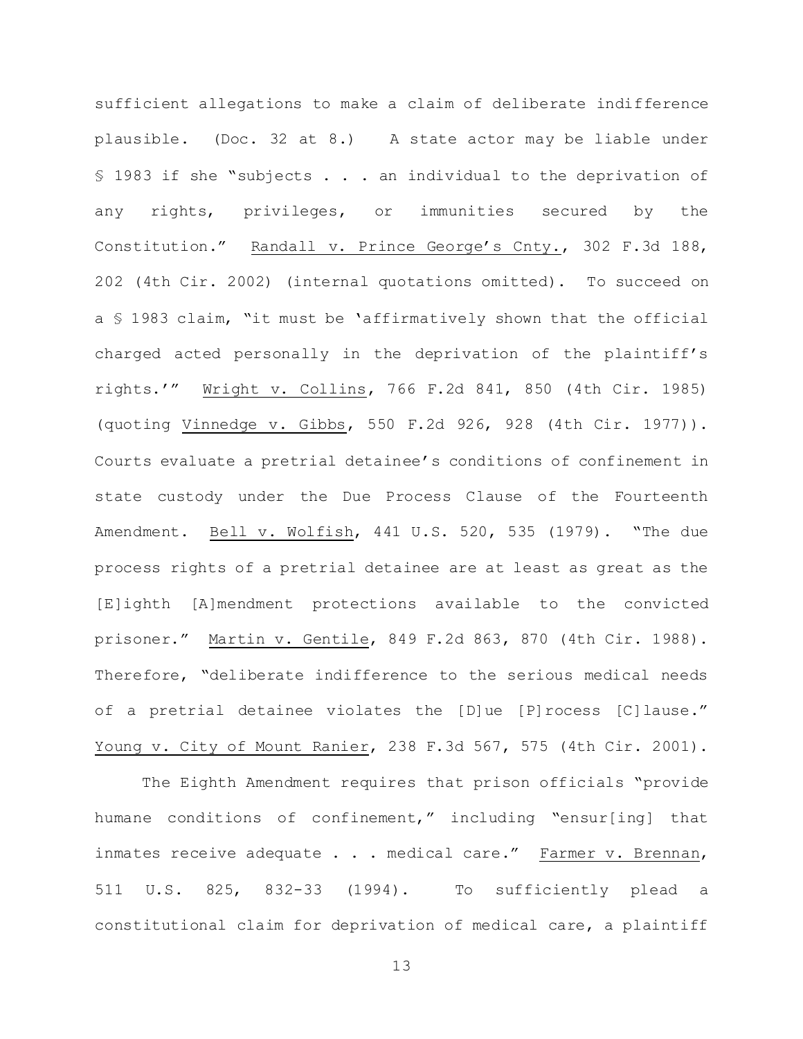sufficient allegations to make a claim of deliberate indifference plausible. (Doc. 32 at 8.) A state actor may be liable under § 1983 if she "subjects . . . an individual to the deprivation of any rights, privileges, or immunities secured by the Constitution." Randall v. Prince George's Cnty., 302 F.3d 188, 202 (4th Cir. 2002) (internal quotations omitted). To succeed on a § 1983 claim, "it must be 'affirmatively shown that the official charged acted personally in the deprivation of the plaintiff's rights.'" Wright v. Collins, 766 F.2d 841, 850 (4th Cir. 1985) (quoting Vinnedge v. Gibbs, 550 F.2d 926, 928 (4th Cir. 1977)). Courts evaluate a pretrial detainee's conditions of confinement in state custody under the Due Process Clause of the Fourteenth Amendment. Bell v. Wolfish, 441 U.S. 520, 535 (1979). "The due process rights of a pretrial detainee are at least as great as the [E]ighth [A]mendment protections available to the convicted prisoner." Martin v. Gentile, 849 F.2d 863, 870 (4th Cir. 1988). Therefore, "deliberate indifference to the serious medical needs of a pretrial detainee violates the [D]ue [P]rocess [C]lause." Young v. City of Mount Ranier, 238 F.3d 567, 575 (4th Cir. 2001).

The Eighth Amendment requires that prison officials "provide humane conditions of confinement," including "ensur[ing] that inmates receive adequate . . . medical care." Farmer v. Brennan, 511 U.S. 825, 832-33 (1994). To sufficiently plead a constitutional claim for deprivation of medical care, a plaintiff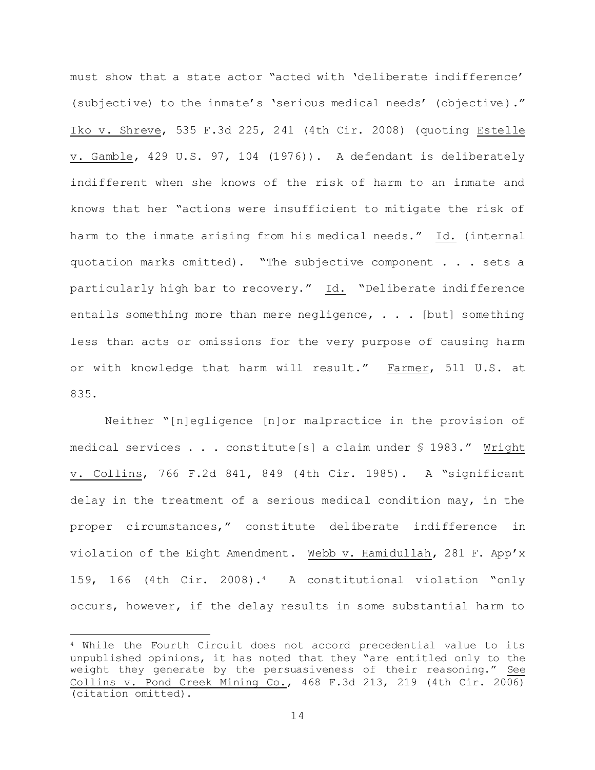must show that a state actor "acted with 'deliberate indifference' (subjective) to the inmate's 'serious medical needs' (objective)." Iko v. Shreve, 535 F.3d 225, 241 (4th Cir. 2008) (quoting Estelle v. Gamble, 429 U.S. 97, 104 (1976)). A defendant is deliberately indifferent when she knows of the risk of harm to an inmate and knows that her "actions were insufficient to mitigate the risk of harm to the inmate arising from his medical needs." Id. (internal quotation marks omitted). "The subjective component . . . sets a particularly high bar to recovery." Id. "Deliberate indifference entails something more than mere negligence, . . . [but] something less than acts or omissions for the very purpose of causing harm or with knowledge that harm will result." Farmer, 511 U.S. at 835.

Neither "[n]egligence [n]or malpractice in the provision of medical services . . . constitute[s] a claim under § 1983." Wright v. Collins, 766 F.2d 841, 849 (4th Cir. 1985). A "significant delay in the treatment of a serious medical condition may, in the proper circumstances," constitute deliberate indifference in violation of the Eight Amendment. Webb v. Hamidullah, 281 F. App'x 159, 166 (4th Cir. 2008).[4] A constitutional violation "only occurs, however, if the delay results in some substantial harm to

---

[4] While the Fourth Circuit does not accord precedential value to its unpublished opinions, it has noted that they "are entitled only to the weight they generate by the persuasiveness of their reasoning." See Collins v. Pond Creek Mining Co., 468 F.3d 213, 219 (4th Cir. 2006) (citation omitted).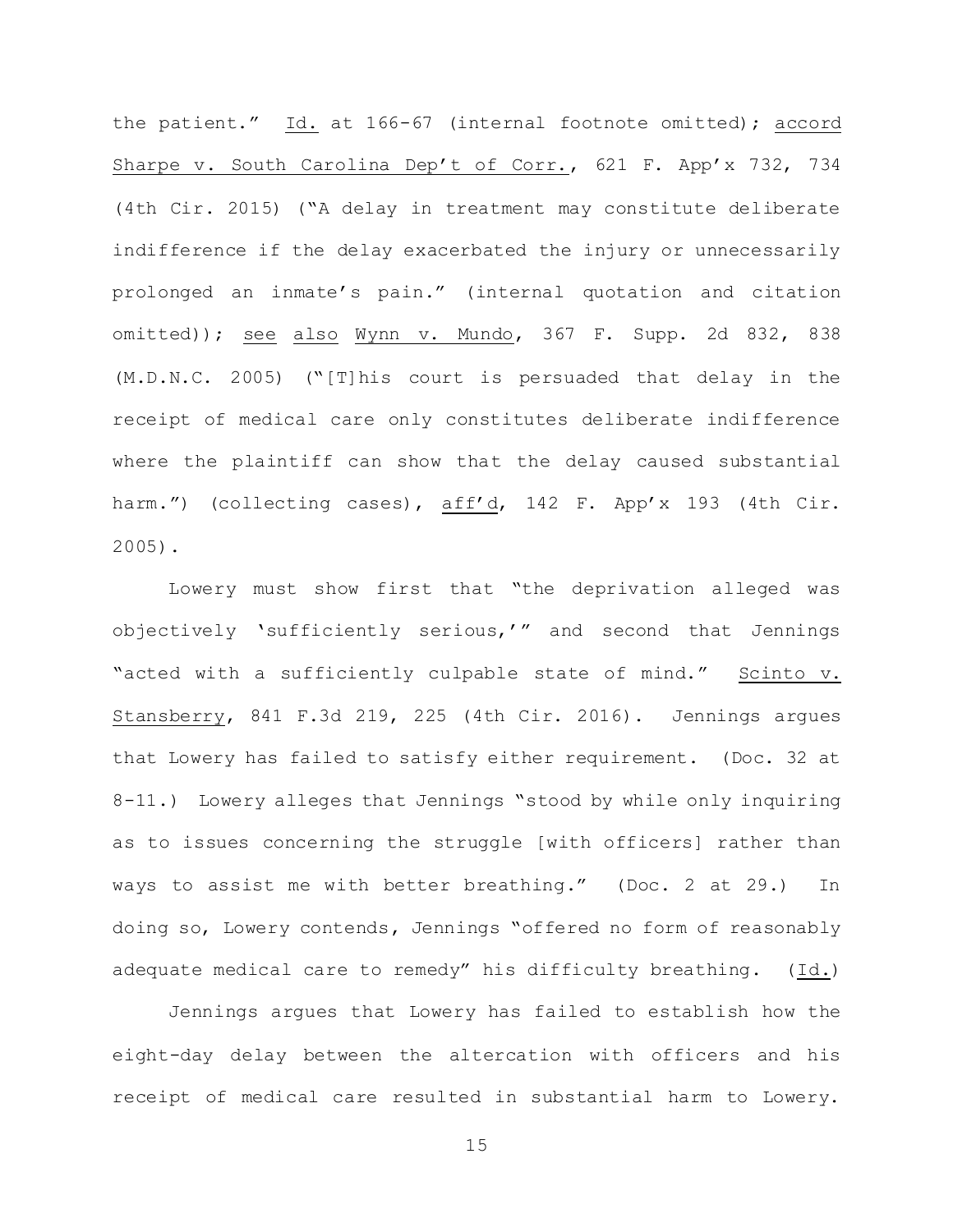the patient." Id. at 166-67 (internal footnote omitted); accord Sharpe v. South Carolina Dep't of Corr., 621 F. App'x 732, 734 (4th Cir. 2015) ("A delay in treatment may constitute deliberate indifference if the delay exacerbated the injury or unnecessarily prolonged an inmate's pain." (internal quotation and citation omitted)); see also Wynn v. Mundo, 367 F. Supp. 2d 832, 838 (M.D.N.C. 2005) ("[T]his court is persuaded that delay in the receipt of medical care only constitutes deliberate indifference where the plaintiff can show that the delay caused substantial harm.") (collecting cases), aff'd, 142 F. App'x 193 (4th Cir. 2005).

Lowery must show first that "the deprivation alleged was objectively 'sufficiently serious,'" and second that Jennings "acted with a sufficiently culpable state of mind." Scinto v. Stansberry, 841 F.3d 219, 225 (4th Cir. 2016). Jennings argues that Lowery has failed to satisfy either requirement. (Doc. 32 at 8-11.) Lowery alleges that Jennings "stood by while only inquiring as to issues concerning the struggle [with officers] rather than ways to assist me with better breathing." (Doc. 2 at 29.) In doing so, Lowery contends, Jennings "offered no form of reasonably adequate medical care to remedy" his difficulty breathing. (Id.)

Jennings argues that Lowery has failed to establish how the eight-day delay between the altercation with officers and his receipt of medical care resulted in substantial harm to Lowery.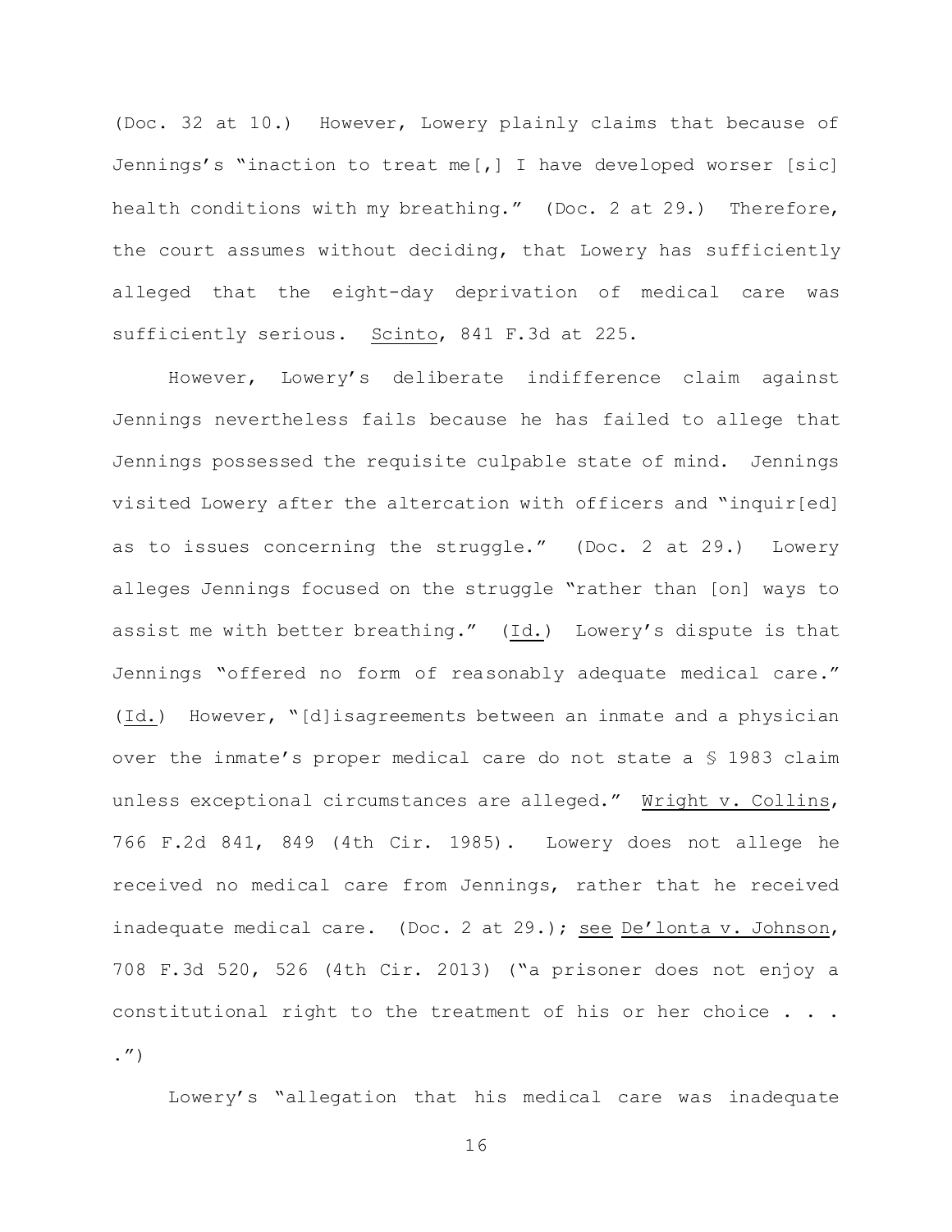(Doc. 32 at 10.) However, Lowery plainly claims that because of Jennings's "inaction to treat me[,] I have developed worser [sic] health conditions with my breathing." (Doc. 2 at 29.) Therefore, the court assumes without deciding, that Lowery has sufficiently alleged that the eight-day deprivation of medical care was sufficiently serious. Scinto, 841 F.3d at 225.

However, Lowery's deliberate indifference claim against Jennings nevertheless fails because he has failed to allege that Jennings possessed the requisite culpable state of mind. Jennings visited Lowery after the altercation with officers and "inquir[ed] as to issues concerning the struggle." (Doc. 2 at 29.) Lowery alleges Jennings focused on the struggle "rather than [on] ways to assist me with better breathing." (Id.) Lowery's dispute is that Jennings "offered no form of reasonably adequate medical care." (Id.) However, "[d]isagreements between an inmate and a physician over the inmate's proper medical care do not state a § 1983 claim unless exceptional circumstances are alleged." Wright v. Collins, 766 F.2d 841, 849 (4th Cir. 1985). Lowery does not allege he received no medical care from Jennings, rather that he received inadequate medical care. (Doc. 2 at 29.); see De'lonta v. Johnson, 708 F.3d 520, 526 (4th Cir. 2013) ("a prisoner does not enjoy a constitutional right to the treatment of his or her choice . . . .")

Lowery's "allegation that his medical care was inadequate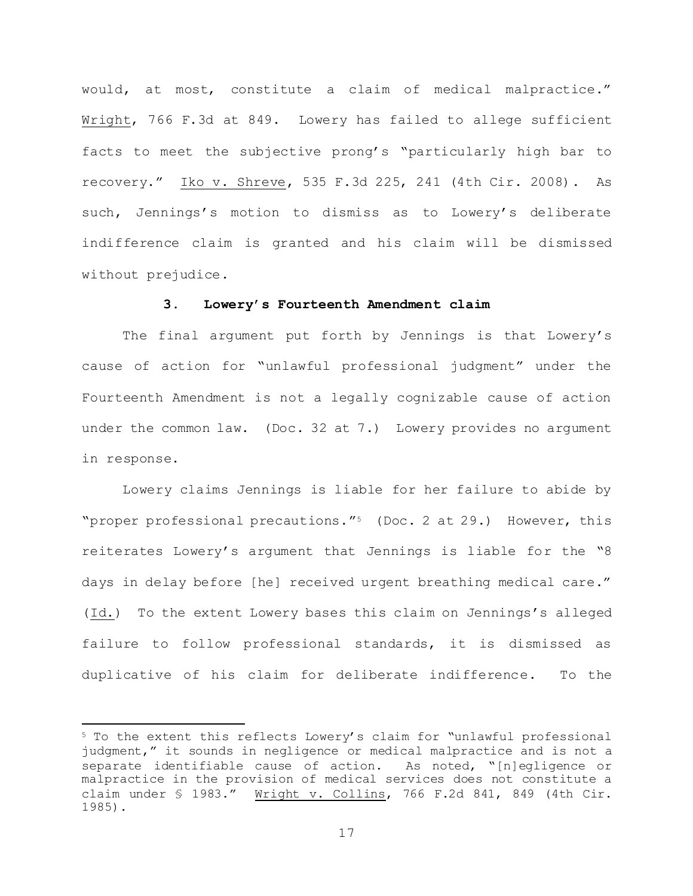would, at most, constitute a claim of medical malpractice." Wright, 766 F.3d at 849. Lowery has failed to allege sufficient facts to meet the subjective prong's "particularly high bar to recovery." Iko v. Shreve, 535 F.3d 225, 241 (4th Cir. 2008). As such, Jennings's motion to dismiss as to Lowery's deliberate indifference claim is granted and his claim will be dismissed without prejudice.

### 3. Lowery's Fourteenth Amendment claim

The final argument put forth by Jennings is that Lowery's cause of action for "unlawful professional judgment" under the Fourteenth Amendment is not a legally cognizable cause of action under the common law. (Doc. 32 at 7.) Lowery provides no argument in response.

Lowery claims Jennings is liable for her failure to abide by "proper professional precautions."[5] (Doc. 2 at 29.) However, this reiterates Lowery's argument that Jennings is liable for the "8 days in delay before [he] received urgent breathing medical care." (Id.) To the extent Lowery bases this claim on Jennings's alleged failure to follow professional standards, it is dismissed as duplicative of his claim for deliberate indifference. To the

---

[5] To the extent this reflects Lowery's claim for "unlawful professional judgment," it sounds in negligence or medical malpractice and is not a separate identifiable cause of action. As noted, "[n]egligence or malpractice in the provision of medical services does not constitute a claim under § 1983." Wright v. Collins, 766 F.2d 841, 849 (4th Cir. 1985).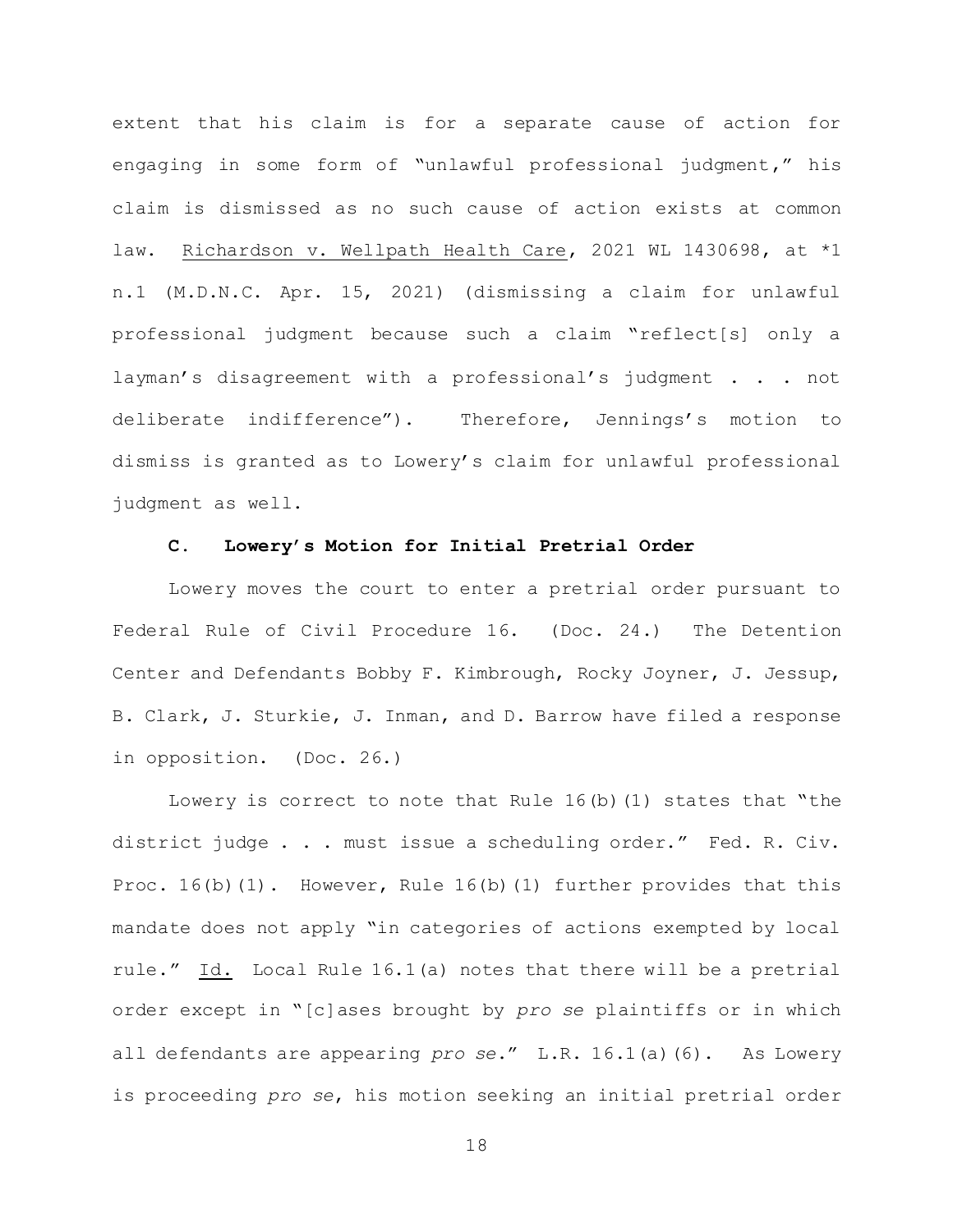extent that his claim is for a separate cause of action for engaging in some form of "unlawful professional judgment," his claim is dismissed as no such cause of action exists at common law. Richardson v. Wellpath Health Care, 2021 WL 1430698, at *1 n.1 (M.D.N.C. Apr. 15, 2021) (dismissing a claim for unlawful professional judgment because such a claim "reflect[s] only a layman's disagreement with a professional's judgment . . . not deliberate indifference"). Therefore, Jennings's motion to dismiss is granted as to Lowery's claim for unlawful professional judgment as well.

### C. Lowery's Motion for Initial Pretrial Order

Lowery moves the court to enter a pretrial order pursuant to Federal Rule of Civil Procedure 16. (Doc. 24.) The Detention Center and Defendants Bobby F. Kimbrough, Rocky Joyner, J. Jessup, B. Clark, J. Sturkie, J. Inman, and D. Barrow have filed a response in opposition. (Doc. 26.)

Lowery is correct to note that Rule 16(b)(1) states that "the district judge . . . must issue a scheduling order." Fed. R. Civ. Proc. 16(b)(1). However, Rule 16(b)(1) further provides that this mandate does not apply "in categories of actions exempted by local rule." Id. Local Rule 16.1(a) notes that there will be a pretrial order except in "[c]ases brought by *pro se* plaintiffs or in which all defendants are appearing *pro se*." L.R. 16.1(a)(6). As Lowery is proceeding *pro se*, his motion seeking an initial pretrial order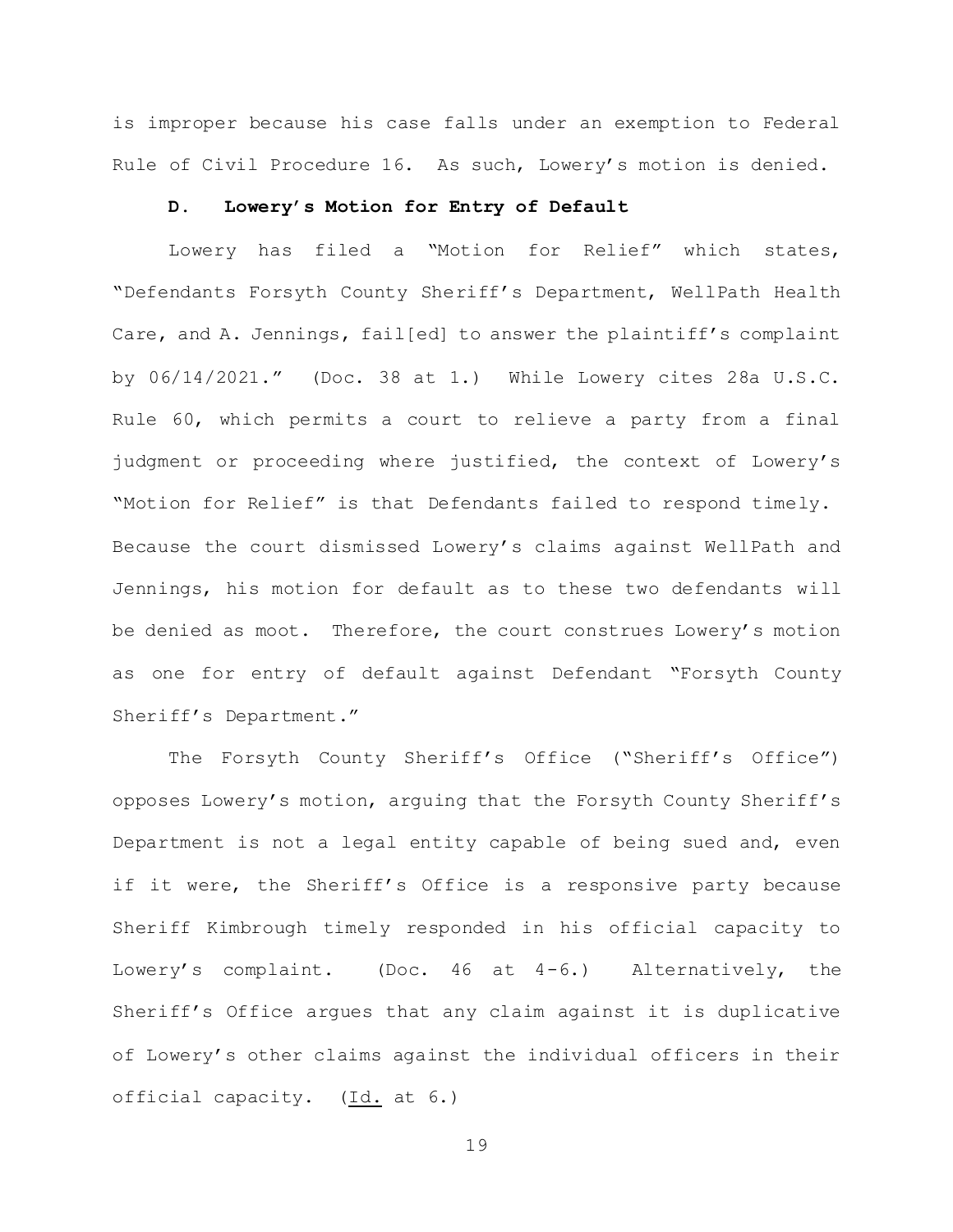is improper because his case falls under an exemption to Federal Rule of Civil Procedure 16. As such, Lowery's motion is denied.

### D. Lowery's Motion for Entry of Default

Lowery has filed a "Motion for Relief" which states, "Defendants Forsyth County Sheriff's Department, WellPath Health Care, and A. Jennings, fail[ed] to answer the plaintiff's complaint by 06/14/2021." (Doc. 38 at 1.) While Lowery cites 28a U.S.C. Rule 60, which permits a court to relieve a party from a final judgment or proceeding where justified, the context of Lowery's "Motion for Relief" is that Defendants failed to respond timely. Because the court dismissed Lowery's claims against WellPath and Jennings, his motion for default as to these two defendants will be denied as moot. Therefore, the court construes Lowery's motion as one for entry of default against Defendant "Forsyth County Sheriff's Department."

The Forsyth County Sheriff's Office ("Sheriff's Office") opposes Lowery's motion, arguing that the Forsyth County Sheriff's Department is not a legal entity capable of being sued and, even if it were, the Sheriff's Office is a responsive party because Sheriff Kimbrough timely responded in his official capacity to Lowery's complaint. (Doc. 46 at 4-6.) Alternatively, the Sheriff's Office argues that any claim against it is duplicative of Lowery's other claims against the individual officers in their official capacity. (Id. at 6.)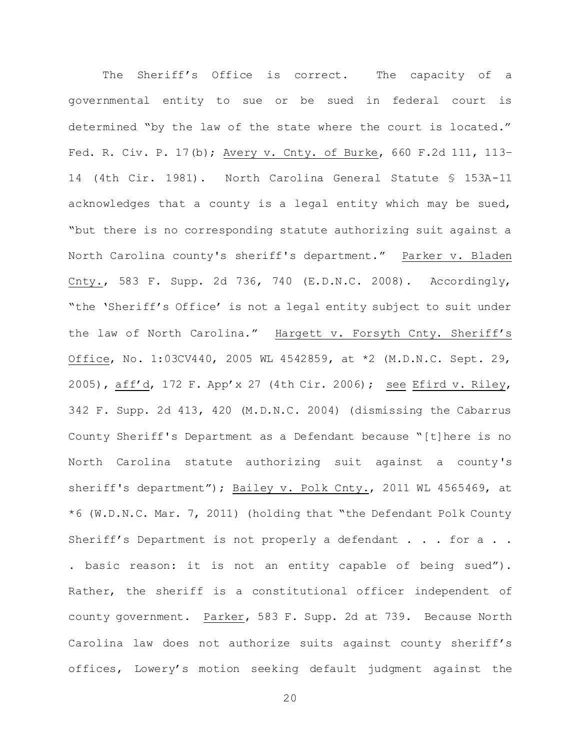The Sheriff's Office is correct. The capacity of a governmental entity to sue or be sued in federal court is determined "by the law of the state where the court is located." Fed. R. Civ. P. 17(b); Avery v. Cnty. of Burke, 660 F.2d 111, 113–14 (4th Cir. 1981). North Carolina General Statute § 153A-11 acknowledges that a county is a legal entity which may be sued, "but there is no corresponding statute authorizing suit against a North Carolina county's sheriff's department." Parker v. Bladen Cnty., 583 F. Supp. 2d 736, 740 (E.D.N.C. 2008). Accordingly, "the 'Sheriff's Office' is not a legal entity subject to suit under the law of North Carolina." Hargett v. Forsyth Cnty. Sheriff's Office, No. 1:03CV440, 2005 WL 4542859, at *2 (M.D.N.C. Sept. 29, 2005), aff'd, 172 F. App'x 27 (4th Cir. 2006); see Efird v. Riley, 342 F. Supp. 2d 413, 420 (M.D.N.C. 2004) (dismissing the Cabarrus County Sheriff's Department as a Defendant because "[t]here is no North Carolina statute authorizing suit against a county's sheriff's department"); Bailey v. Polk Cnty., 2011 WL 4565469, at *6 (W.D.N.C. Mar. 7, 2011) (holding that "the Defendant Polk County Sheriff's Department is not properly a defendant . . . for a . . . basic reason: it is not an entity capable of being sued"). Rather, the sheriff is a constitutional officer independent of county government. Parker, 583 F. Supp. 2d at 739. Because North Carolina law does not authorize suits against county sheriff's offices, Lowery's motion seeking default judgment against the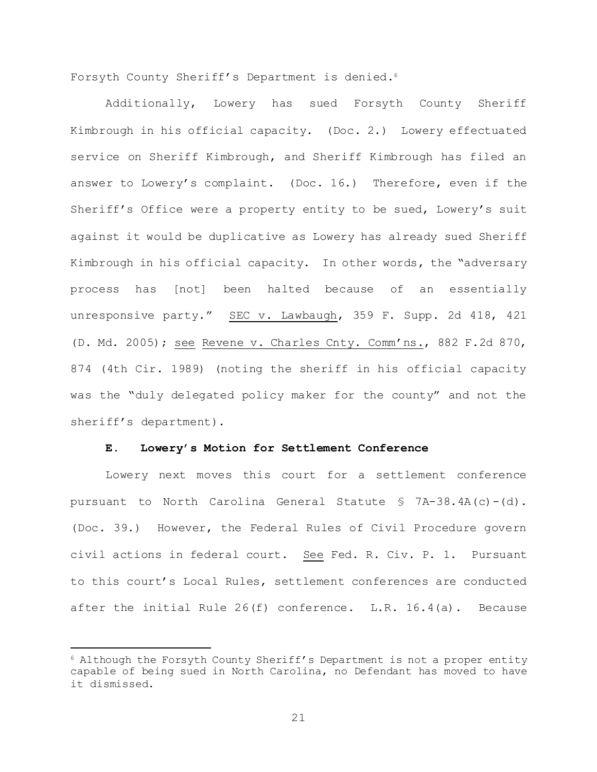Forsyth County Sheriff's Department is denied.[6]

Additionally, Lowery has sued Forsyth County Sheriff Kimbrough in his official capacity. (Doc. 2.) Lowery effectuated service on Sheriff Kimbrough, and Sheriff Kimbrough has filed an answer to Lowery's complaint. (Doc. 16.) Therefore, even if the Sheriff's Office were a property entity to be sued, Lowery's suit against it would be duplicative as Lowery has already sued Sheriff Kimbrough in his official capacity. In other words, the "adversary process has [not] been halted because of an essentially unresponsive party." SEC v. Lawbaugh, 359 F. Supp. 2d 418, 421 (D. Md. 2005); see Revene v. Charles Cnty. Comm'ns., 882 F.2d 870, 874 (4th Cir. 1989) (noting the sheriff in his official capacity was the "duly delegated policy maker for the county" and not the sheriff's department).

**E. Lowery's Motion for Settlement Conference**

Lowery next moves this court for a settlement conference pursuant to North Carolina General Statute § 7A-38.4A(c)-(d). (Doc. 39.) However, the Federal Rules of Civil Procedure govern civil actions in federal court. See Fed. R. Civ. P. 1. Pursuant to this court's Local Rules, settlement conferences are conducted after the initial Rule 26(f) conference. L.R. 16.4(a). Because

[6] Although the Forsyth County Sheriff's Department is not a proper entity capable of being sued in North Carolina, no Defendant has moved to have it dismissed.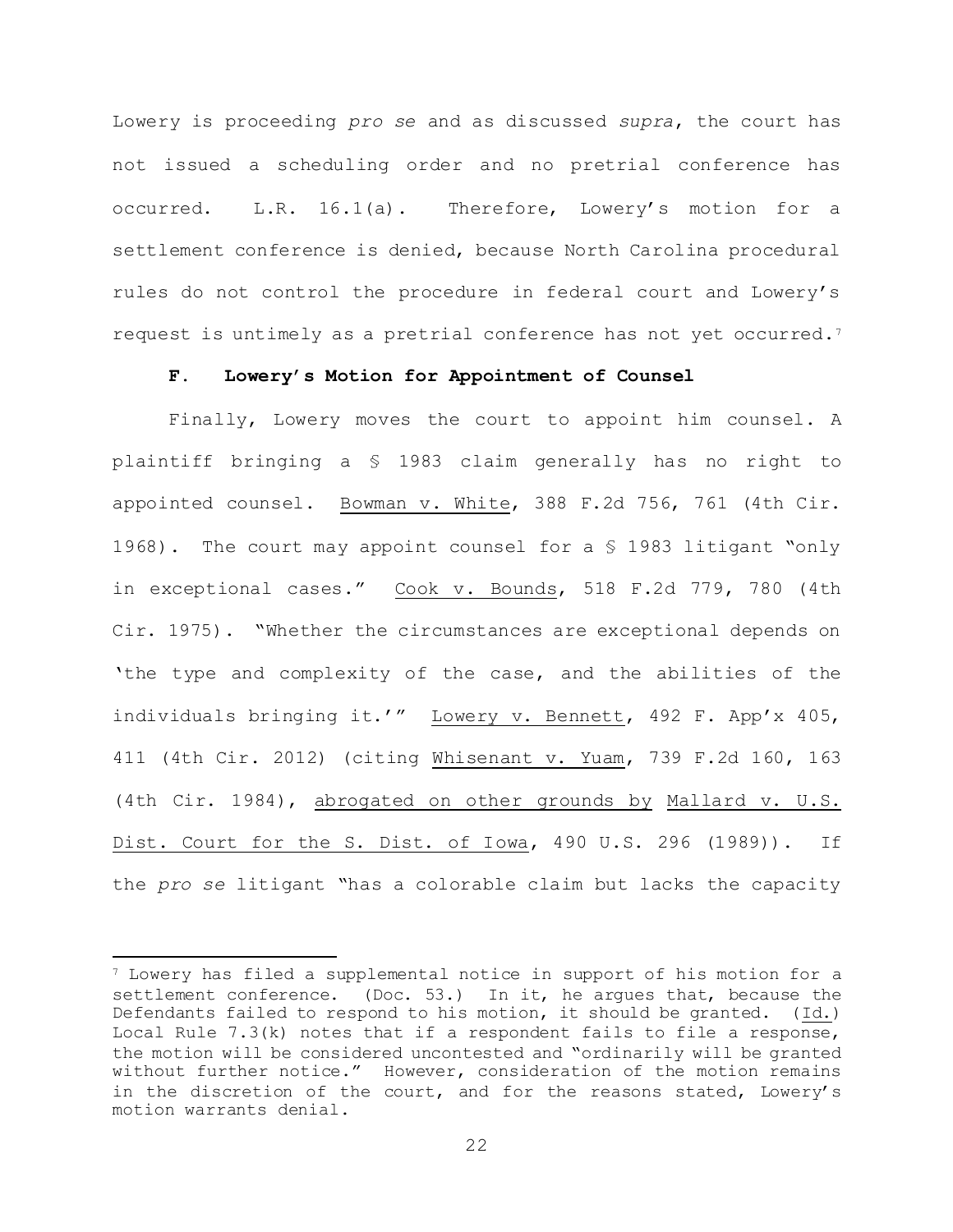Lowery is proceeding *pro se* and as discussed *supra*, the court has not issued a scheduling order and no pretrial conference has occurred. L.R. 16.1(a). Therefore, Lowery's motion for a settlement conference is denied, because North Carolina procedural rules do not control the procedure in federal court and Lowery's request is untimely as a pretrial conference has not yet occurred.[7]

### F. Lowery's Motion for Appointment of Counsel

Finally, Lowery moves the court to appoint him counsel. A plaintiff bringing a § 1983 claim generally has no right to appointed counsel. Bowman v. White, 388 F.2d 756, 761 (4th Cir. 1968). The court may appoint counsel for a § 1983 litigant "only in exceptional cases." Cook v. Bounds, 518 F.2d 779, 780 (4th Cir. 1975). "Whether the circumstances are exceptional depends on 'the type and complexity of the case, and the abilities of the individuals bringing it.'" Lowery v. Bennett, 492 F. App'x 405, 411 (4th Cir. 2012) (citing Whisenant v. Yuam, 739 F.2d 160, 163 (4th Cir. 1984), abrogated on other grounds by Mallard v. U.S. Dist. Court for the S. Dist. of Iowa, 490 U.S. 296 (1989)). If the *pro se* litigant "has a colorable claim but lacks the capacity

[7] Lowery has filed a supplemental notice in support of his motion for a settlement conference. (Doc. 53.) In it, he argues that, because the Defendants failed to respond to his motion, it should be granted. (Id.) Local Rule 7.3(k) notes that if a respondent fails to file a response, the motion will be considered uncontested and "ordinarily will be granted without further notice." However, consideration of the motion remains in the discretion of the court, and for the reasons stated, Lowery's motion warrants denial.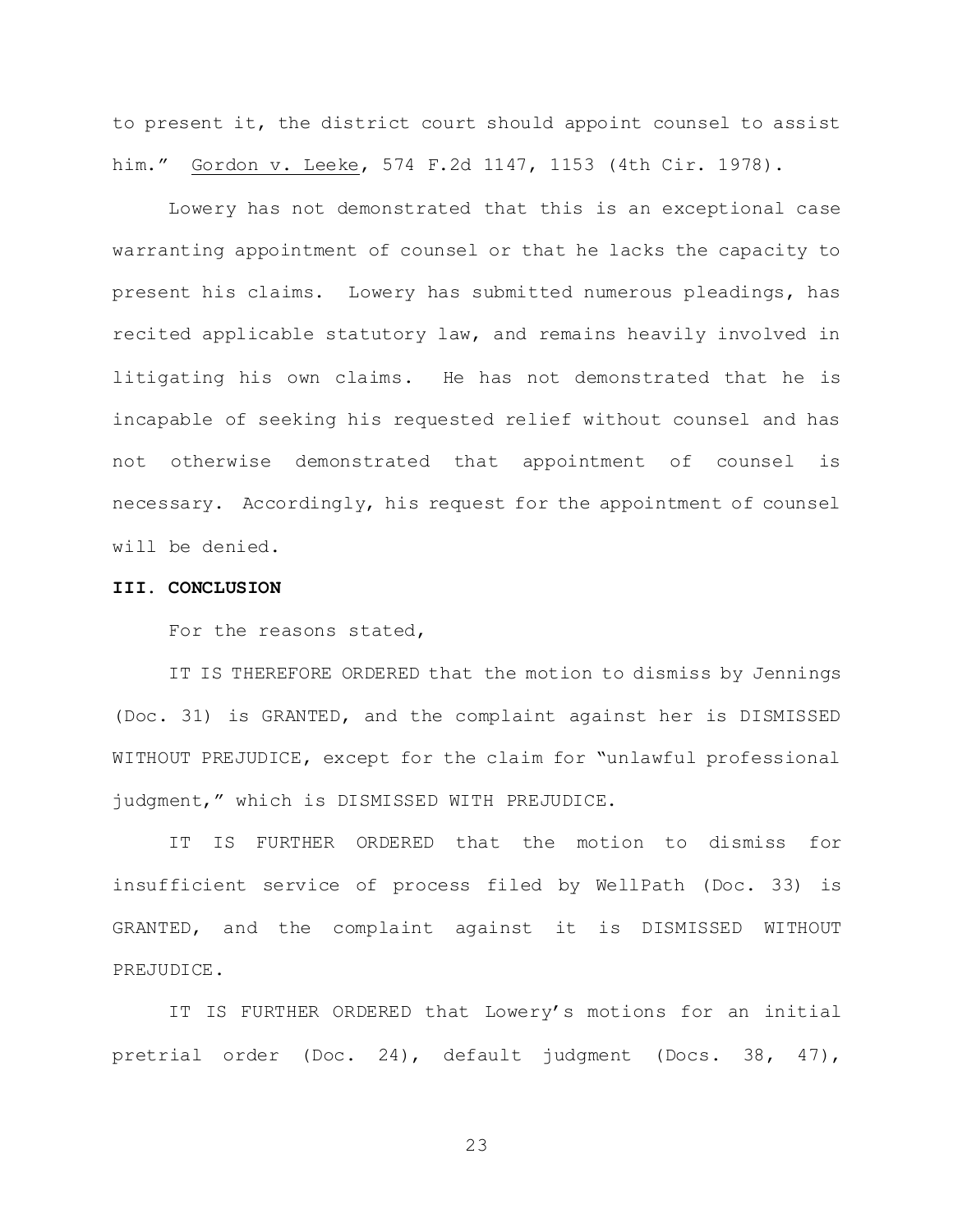to present it, the district court should appoint counsel to assist him." Gordon v. Leeke, 574 F.2d 1147, 1153 (4th Cir. 1978).

Lowery has not demonstrated that this is an exceptional case warranting appointment of counsel or that he lacks the capacity to present his claims. Lowery has submitted numerous pleadings, has recited applicable statutory law, and remains heavily involved in litigating his own claims. He has not demonstrated that he is incapable of seeking his requested relief without counsel and has not otherwise demonstrated that appointment of counsel is necessary. Accordingly, his request for the appointment of counsel will be denied.

**III. CONCLUSION**

For the reasons stated,

IT IS THEREFORE ORDERED that the motion to dismiss by Jennings (Doc. 31) is GRANTED, and the complaint against her is DISMISSED WITHOUT PREJUDICE, except for the claim for "unlawful professional judgment," which is DISMISSED WITH PREJUDICE.

IT IS FURTHER ORDERED that the motion to dismiss for insufficient service of process filed by WellPath (Doc. 33) is GRANTED, and the complaint against it is DISMISSED WITHOUT PREJUDICE.

IT IS FURTHER ORDERED that Lowery's motions for an initial pretrial order (Doc. 24), default judgment (Docs. 38, 47),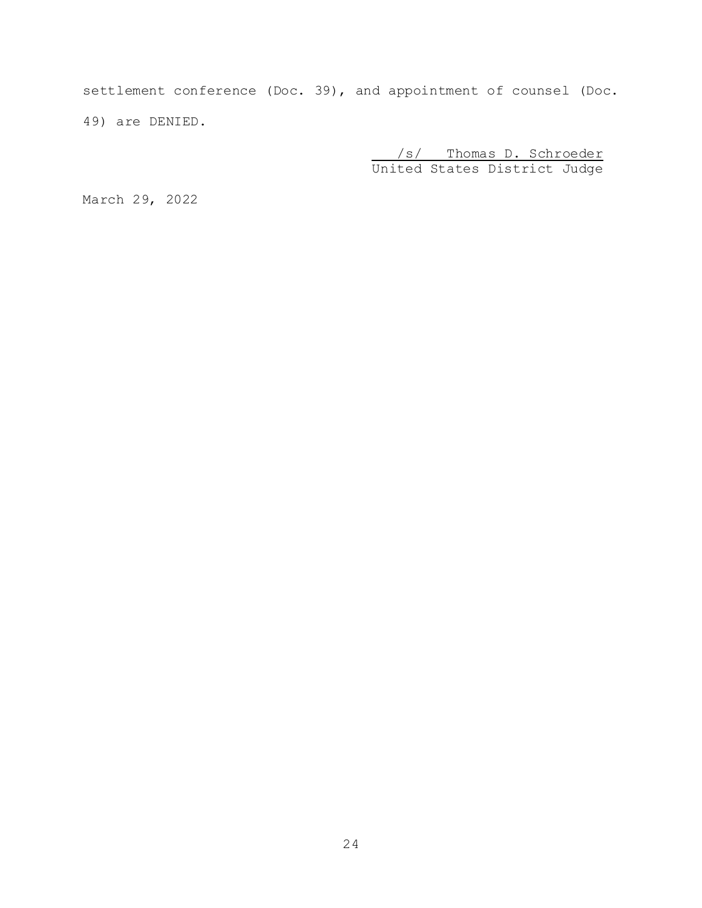settlement conference (Doc. 39), and appointment of counsel (Doc. 49) are DENIED.

/s/ Thomas D. Schroeder
United States District Judge

March 29, 2022